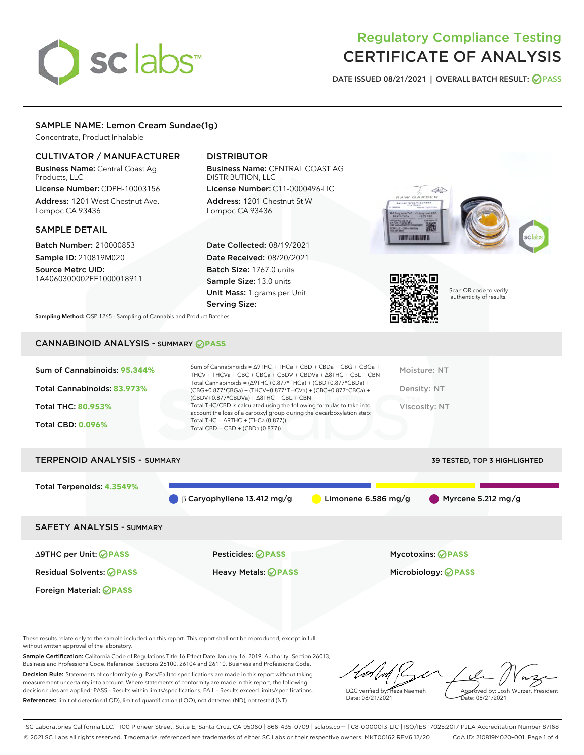# Regulatory Compliance Testing
# CERTIFICATE OF ANALYSIS

DATE ISSUED 08/21/2021 | OVERALL BATCH RESULT: PASS

## SAMPLE NAME: Lemon Cream Sundae(1g)

Concentrate, Product Inhalable

### CULTIVATOR / MANUFACTURER

**Business Name:** Central Coast Ag Products, LLC

**License Number:** CDPH-10003156

**Address:** 1201 West Chestnut Ave. Lompoc CA 93436

### DISTRIBUTOR

**Business Name:** CENTRAL COAST AG DISTRIBUTION, LLC

**License Number:** C11-0000496-LIC

**Address:** 1201 Chestnut St W Lompoc CA 93436

### SAMPLE DETAIL

**Batch Number:** 210000853

**Sample ID:** 210819M020

**Source Metrc UID:** 1A4060300002EE1000018911

**Date Collected:** 08/19/2021

**Date Received:** 08/20/2021

**Batch Size:** 1767.0 units

**Sample Size:** 13.0 units

**Unit Mass:** 1 grams per Unit

**Serving Size:**

Scan QR code to verify authenticity of results.

**Sampling Method:** QSP 1265 - Sampling of Cannabis and Product Batches

## CANNABINOID ANALYSIS - SUMMARY PASS

Sum of Cannabinoids: **95.344%**

Total Cannabinoids: **83.973%**

Total THC: **80.953%**

Total CBD: **0.096%**

Sum of Cannabinoids = Δ9THC + THCa + CBD + CBDa + CBG + CBGa + THCV + THCVa + CBC + CBCa + CBDV + CBDVa + Δ8THC + CBL + CBN

Total Cannabinoids = (Δ9THC+0.877*THCa) + (CBD+0.877*CBDa) + (CBG+0.877*CBGa) + (THCV+0.877*THCVa) + (CBC+0.877*CBCa) + (CBDV+0.877*CBDVa) + Δ8THC + CBL + CBN

Total THC/CBD is calculated using the following formulas to take into account the loss of a carboxyl group during the decarboxylation step:

Total THC = Δ9THC + (THCa (0.877))

Total CBD = CBD + (CBDa (0.877))

Moisture: NT

Density: NT

Viscosity: NT

## TERPENOID ANALYSIS - SUMMARY

39 TESTED, TOP 3 HIGHLIGHTED

Total Terpenoids: **4.3549%**

β Caryophyllene 13.412 mg/g

Limonene 6.586 mg/g

Myrcene 5.212 mg/g

## SAFETY ANALYSIS - SUMMARY

| | | |
|---|---|---|
| Δ9THC per Unit: PASS | Pesticides: PASS | Mycotoxins: PASS |
| Residual Solvents: PASS | Heavy Metals: PASS | Microbiology: PASS |
| Foreign Material: PASS | | |

These results relate only to the sample included on this report. This report shall not be reproduced, except in full, without written approval of the laboratory.

**Sample Certification:** California Code of Regulations Title 16 Effect Date January 16, 2019. Authority: Section 26013, Business and Professions Code. Reference: Sections 26100, 26104 and 26110, Business and Professions Code.

**Decision Rule:** Statements of conformity (e.g. Pass/Fail) to specifications are made in this report without taking measurement uncertainty into account. Where statements of conformity are made in this report, the following decision rules are applied: PASS – Results within limits/specifications, FAIL – Results exceed limits/specifications.

**References:** limit of detection (LOD), limit of quantification (LOQ), not detected (ND), not tested (NT)

LQC verified by: Reza Naemeh
Date: 08/21/2021

Approved by: Josh Wurzer, President
Date: 08/21/2021

SC Laboratories California LLC. | 100 Pioneer Street, Suite E, Santa Cruz, CA 95060 | 866-435-0709 | sclabs.com | C8-0000013-LIC | ISO/IES 17025:2017 PJLA Accreditation Number 87168
© 2021 SC Labs all rights reserved. Trademarks referenced are trademarks of either SC Labs or their respective owners. MKT00162 REV6 12/20 CoA ID: 210819M020-001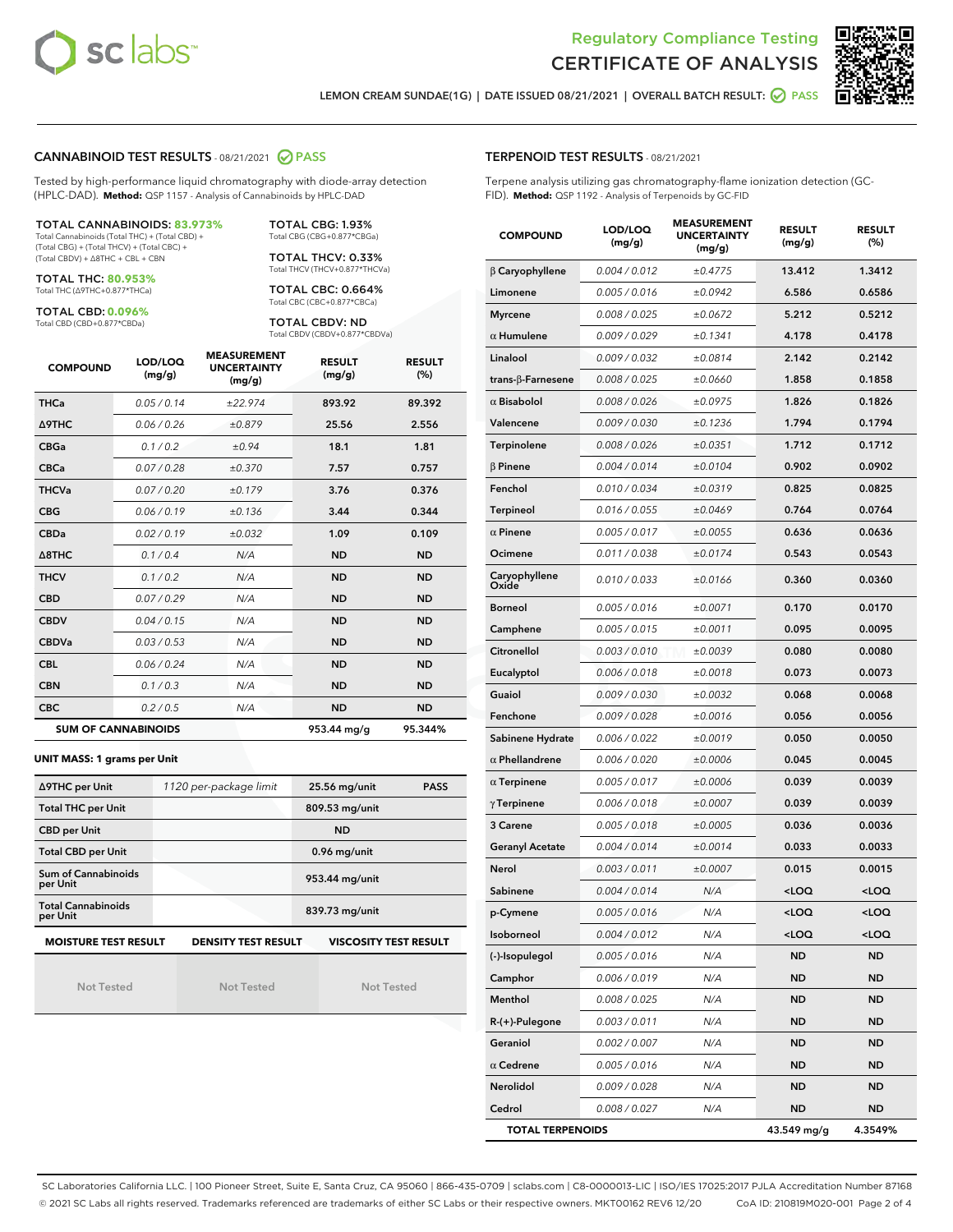Regulatory Compliance Testing
# CERTIFICATE OF ANALYSIS

LEMON CREAM SUNDAE(1G) | DATE ISSUED 08/21/2021 | OVERALL BATCH RESULT: PASS

## CANNABINOID TEST RESULTS - 08/21/2021 PASS

Tested by high-performance liquid chromatography with diode-array detection (HPLC-DAD). **Method:** QSP 1157 - Analysis of Cannabinoids by HPLC-DAD

**TOTAL CANNABINOIDS: 83.973%**
Total Cannabinoids (Total THC) + (Total CBD) + (Total CBG) + (Total THCV) + (Total CBC) + (Total CBDV) + Δ8THC + CBL + CBN

**TOTAL THC: 80.953%**
Total THC (Δ9THC+0.877*THCa)

**TOTAL CBD: 0.096%**
Total CBD (CBD+0.877*CBDa)

**TOTAL CBG: 1.93%**
Total CBG (CBG+0.877*CBGa)

**TOTAL THCV: 0.33%**
Total THCV (THCV+0.877*THCVa)

**TOTAL CBC: 0.664%**
Total CBC (CBC+0.877*CBCa)

**TOTAL CBDV: ND**
Total CBDV (CBDV+0.877*CBDVa)

| COMPOUND | LOD/LOQ (mg/g) | MEASUREMENT UNCERTAINTY (mg/g) | RESULT (mg/g) | RESULT (%) |
|---|---|---|---|---|
| THCa | 0.05 / 0.14 | ±22.974 | 893.92 | 89.392 |
| Δ9THC | 0.06 / 0.26 | ±0.879 | 25.56 | 2.556 |
| CBGa | 0.1 / 0.2 | ±0.94 | 18.1 | 1.81 |
| CBCa | 0.07 / 0.28 | ±0.370 | 7.57 | 0.757 |
| THCVa | 0.07 / 0.20 | ±0.179 | 3.76 | 0.376 |
| CBG | 0.06 / 0.19 | ±0.136 | 3.44 | 0.344 |
| CBDa | 0.02 / 0.19 | ±0.032 | 1.09 | 0.109 |
| Δ8THC | 0.1 / 0.4 | N/A | ND | ND |
| THCV | 0.1 / 0.2 | N/A | ND | ND |
| CBD | 0.07 / 0.29 | N/A | ND | ND |
| CBDV | 0.04 / 0.15 | N/A | ND | ND |
| CBDVa | 0.03 / 0.53 | N/A | ND | ND |
| CBL | 0.06 / 0.24 | N/A | ND | ND |
| CBN | 0.1 / 0.3 | N/A | ND | ND |
| CBC | 0.2 / 0.5 | N/A | ND | ND |
| **SUM OF CANNABINOIDS** | | | 953.44 mg/g | 95.344% |

**UNIT MASS: 1 grams per Unit**

| | | | |
|---|---|---|---|
| Δ9THC per Unit | 1120 per-package limit | 25.56 mg/unit | PASS |
| Total THC per Unit | | 809.53 mg/unit | |
| CBD per Unit | | ND | |
| Total CBD per Unit | | 0.96 mg/unit | |
| Sum of Cannabinoids per Unit | | 953.44 mg/unit | |
| Total Cannabinoids per Unit | | 839.73 mg/unit | |

| MOISTURE TEST RESULT | DENSITY TEST RESULT | VISCOSITY TEST RESULT |
|---|---|---|
| Not Tested | Not Tested | Not Tested |

## TERPENOID TEST RESULTS - 08/21/2021

Terpene analysis utilizing gas chromatography-flame ionization detection (GC-FID). **Method:** QSP 1192 - Analysis of Terpenoids by GC-FID

| COMPOUND | LOD/LOQ (mg/g) | MEASUREMENT UNCERTAINTY (mg/g) | RESULT (mg/g) | RESULT (%) |
|---|---|---|---|---|
| β Caryophyllene | 0.004 / 0.012 | ±0.4775 | 13.412 | 1.3412 |
| Limonene | 0.005 / 0.016 | ±0.0942 | 6.586 | 0.6586 |
| Myrcene | 0.008 / 0.025 | ±0.0672 | 5.212 | 0.5212 |
| α Humulene | 0.009 / 0.029 | ±0.1341 | 4.178 | 0.4178 |
| Linalool | 0.009 / 0.032 | ±0.0814 | 2.142 | 0.2142 |
| trans-β-Farnesene | 0.008 / 0.025 | ±0.0660 | 1.858 | 0.1858 |
| α Bisabolol | 0.008 / 0.026 | ±0.0975 | 1.826 | 0.1826 |
| Valencene | 0.009 / 0.030 | ±0.1236 | 1.794 | 0.1794 |
| Terpinolene | 0.008 / 0.026 | ±0.0351 | 1.712 | 0.1712 |
| β Pinene | 0.004 / 0.014 | ±0.0104 | 0.902 | 0.0902 |
| Fenchol | 0.010 / 0.034 | ±0.0319 | 0.825 | 0.0825 |
| Terpineol | 0.016 / 0.055 | ±0.0469 | 0.764 | 0.0764 |
| α Pinene | 0.005 / 0.017 | ±0.0055 | 0.636 | 0.0636 |
| Ocimene | 0.011 / 0.038 | ±0.0174 | 0.543 | 0.0543 |
| Caryophyllene Oxide | 0.010 / 0.033 | ±0.0166 | 0.360 | 0.0360 |
| Borneol | 0.005 / 0.016 | ±0.0071 | 0.170 | 0.0170 |
| Camphene | 0.005 / 0.015 | ±0.0011 | 0.095 | 0.0095 |
| Citronellol | 0.003 / 0.010 | ±0.0039 | 0.080 | 0.0080 |
| Eucalyptol | 0.006 / 0.018 | ±0.0018 | 0.073 | 0.0073 |
| Guaiol | 0.009 / 0.030 | ±0.0032 | 0.068 | 0.0068 |
| Fenchone | 0.009 / 0.028 | ±0.0016 | 0.056 | 0.0056 |
| Sabinene Hydrate | 0.006 / 0.022 | ±0.0019 | 0.050 | 0.0050 |
| α Phellandrene | 0.006 / 0.020 | ±0.0006 | 0.045 | 0.0045 |
| α Terpinene | 0.005 / 0.017 | ±0.0006 | 0.039 | 0.0039 |
| γ Terpinene | 0.006 / 0.018 | ±0.0007 | 0.039 | 0.0039 |
| 3 Carene | 0.005 / 0.018 | ±0.0005 | 0.036 | 0.0036 |
| Geranyl Acetate | 0.004 / 0.014 | ±0.0014 | 0.033 | 0.0033 |
| Nerol | 0.003 / 0.011 | ±0.0007 | 0.015 | 0.0015 |
| Sabinene | 0.004 / 0.014 | N/A | <LOQ | <LOQ |
| p-Cymene | 0.005 / 0.016 | N/A | <LOQ | <LOQ |
| Isoborneol | 0.004 / 0.012 | N/A | <LOQ | <LOQ |
| (-)-Isopulegol | 0.005 / 0.016 | N/A | ND | ND |
| Camphor | 0.006 / 0.019 | N/A | ND | ND |
| Menthol | 0.008 / 0.025 | N/A | ND | ND |
| R-(+)-Pulegone | 0.003 / 0.011 | N/A | ND | ND |
| Geraniol | 0.002 / 0.007 | N/A | ND | ND |
| α Cedrene | 0.005 / 0.016 | N/A | ND | ND |
| Nerolidol | 0.009 / 0.028 | N/A | ND | ND |
| Cedrol | 0.008 / 0.027 | N/A | ND | ND |
| **TOTAL TERPENOIDS** | | | 43.549 mg/g | 4.3549% |

SC Laboratories California LLC. | 100 Pioneer Street, Suite E, Santa Cruz, CA 95060 | 866-435-0709 | sclabs.com | C8-0000013-LIC | ISO/IES 17025:2017 PJLA Accreditation Number 87168
© 2021 SC Labs all rights reserved. Trademarks referenced are trademarks of either SC Labs or their respective owners. MKT00162 REV6 12/20 CoA ID: 210819M020-001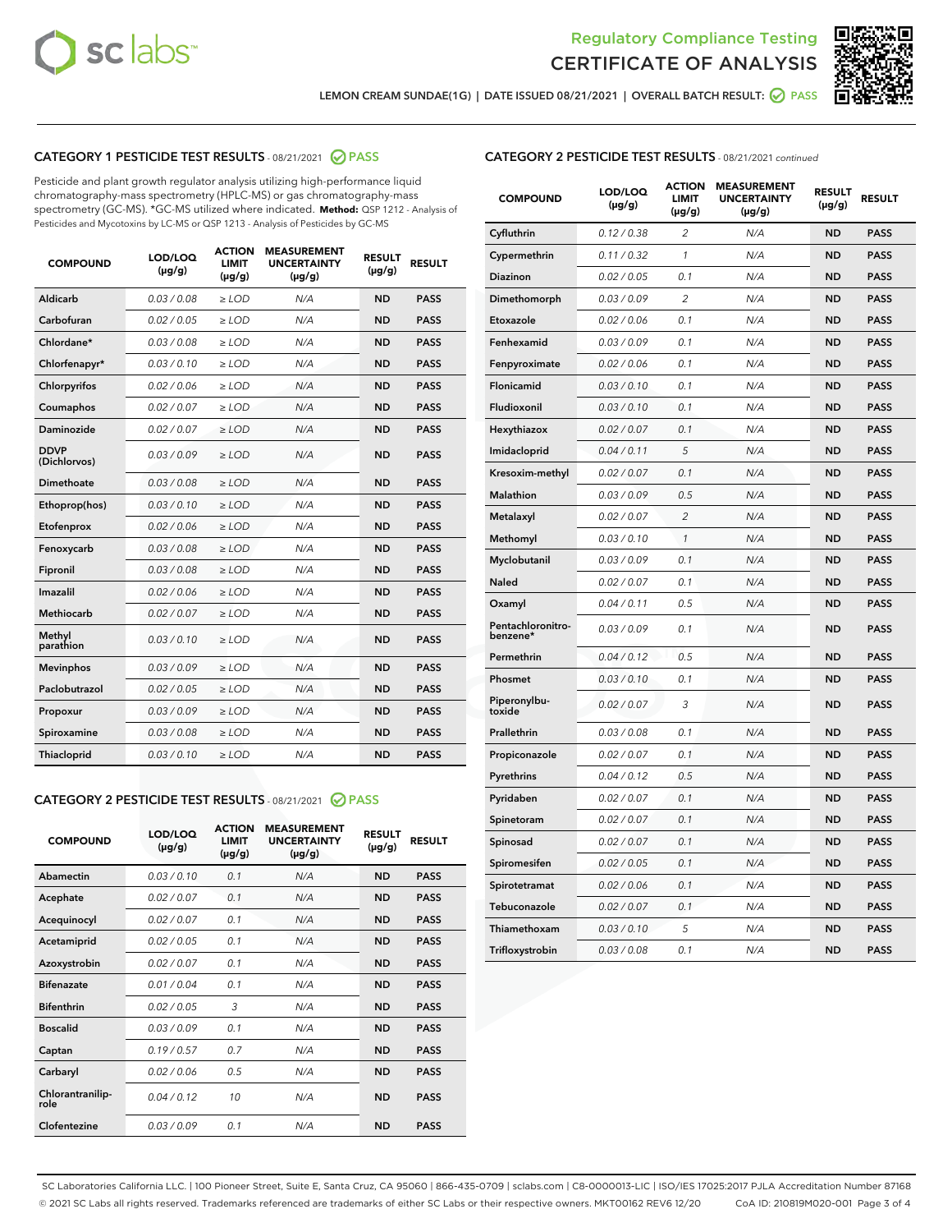Regulatory Compliance Testing

# CERTIFICATE OF ANALYSIS

LEMON CREAM SUNDAE(1G) | DATE ISSUED 08/21/2021 | OVERALL BATCH RESULT: PASS

## CATEGORY 1 PESTICIDE TEST RESULTS - 08/21/2021 PASS

Pesticide and plant growth regulator analysis utilizing high-performance liquid chromatography-mass spectrometry (HPLC-MS) or gas chromatography-mass spectrometry (GC-MS). *GC-MS utilized where indicated. **Method:** QSP 1212 - Analysis of Pesticides and Mycotoxins by LC-MS or QSP 1213 - Analysis of Pesticides by GC-MS

| COMPOUND | LOD/LOQ (µg/g) | ACTION LIMIT (µg/g) | MEASUREMENT UNCERTAINTY (µg/g) | RESULT (µg/g) | RESULT |
|---|---|---|---|---|---|
| Aldicarb | 0.03 / 0.08 | ≥ LOD | N/A | ND | PASS |
| Carbofuran | 0.02 / 0.05 | ≥ LOD | N/A | ND | PASS |
| Chlordane* | 0.03 / 0.08 | ≥ LOD | N/A | ND | PASS |
| Chlorfenapyr* | 0.03 / 0.10 | ≥ LOD | N/A | ND | PASS |
| Chlorpyrifos | 0.02 / 0.06 | ≥ LOD | N/A | ND | PASS |
| Coumaphos | 0.02 / 0.07 | ≥ LOD | N/A | ND | PASS |
| Daminozide | 0.02 / 0.07 | ≥ LOD | N/A | ND | PASS |
| DDVP (Dichlorvos) | 0.03 / 0.09 | ≥ LOD | N/A | ND | PASS |
| Dimethoate | 0.03 / 0.08 | ≥ LOD | N/A | ND | PASS |
| Ethoprop(hos) | 0.03 / 0.10 | ≥ LOD | N/A | ND | PASS |
| Etofenprox | 0.02 / 0.06 | ≥ LOD | N/A | ND | PASS |
| Fenoxycarb | 0.03 / 0.08 | ≥ LOD | N/A | ND | PASS |
| Fipronil | 0.03 / 0.08 | ≥ LOD | N/A | ND | PASS |
| Imazalil | 0.02 / 0.06 | ≥ LOD | N/A | ND | PASS |
| Methiocarb | 0.02 / 0.07 | ≥ LOD | N/A | ND | PASS |
| Methyl parathion | 0.03 / 0.10 | ≥ LOD | N/A | ND | PASS |
| Mevinphos | 0.03 / 0.09 | ≥ LOD | N/A | ND | PASS |
| Paclobutrazol | 0.02 / 0.05 | ≥ LOD | N/A | ND | PASS |
| Propoxur | 0.03 / 0.09 | ≥ LOD | N/A | ND | PASS |
| Spiroxamine | 0.03 / 0.08 | ≥ LOD | N/A | ND | PASS |
| Thiacloprid | 0.03 / 0.10 | ≥ LOD | N/A | ND | PASS |

## CATEGORY 2 PESTICIDE TEST RESULTS - 08/21/2021 PASS

| COMPOUND | LOD/LOQ (µg/g) | ACTION LIMIT (µg/g) | MEASUREMENT UNCERTAINTY (µg/g) | RESULT (µg/g) | RESULT |
|---|---|---|---|---|---|
| Abamectin | 0.03 / 0.10 | 0.1 | N/A | ND | PASS |
| Acephate | 0.02 / 0.07 | 0.1 | N/A | ND | PASS |
| Acequinocyl | 0.02 / 0.07 | 0.1 | N/A | ND | PASS |
| Acetamiprid | 0.02 / 0.05 | 0.1 | N/A | ND | PASS |
| Azoxystrobin | 0.02 / 0.07 | 0.1 | N/A | ND | PASS |
| Bifenazate | 0.01 / 0.04 | 0.1 | N/A | ND | PASS |
| Bifenthrin | 0.02 / 0.05 | 3 | N/A | ND | PASS |
| Boscalid | 0.03 / 0.09 | 0.1 | N/A | ND | PASS |
| Captan | 0.19 / 0.57 | 0.7 | N/A | ND | PASS |
| Carbaryl | 0.02 / 0.06 | 0.5 | N/A | ND | PASS |
| Chlorantraniliprole | 0.04 / 0.12 | 10 | N/A | ND | PASS |
| Clofentezine | 0.03 / 0.09 | 0.1 | N/A | ND | PASS |
| Cyfluthrin | 0.12 / 0.38 | 2 | N/A | ND | PASS |
| Cypermethrin | 0.11 / 0.32 | 1 | N/A | ND | PASS |
| Diazinon | 0.02 / 0.05 | 0.1 | N/A | ND | PASS |
| Dimethomorph | 0.03 / 0.09 | 2 | N/A | ND | PASS |
| Etoxazole | 0.02 / 0.06 | 0.1 | N/A | ND | PASS |
| Fenhexamid | 0.03 / 0.09 | 0.1 | N/A | ND | PASS |
| Fenpyroximate | 0.02 / 0.06 | 0.1 | N/A | ND | PASS |
| Flonicamid | 0.03 / 0.10 | 0.1 | N/A | ND | PASS |
| Fludioxonil | 0.03 / 0.10 | 0.1 | N/A | ND | PASS |
| Hexythiazox | 0.02 / 0.07 | 0.1 | N/A | ND | PASS |
| Imidacloprid | 0.04 / 0.11 | 5 | N/A | ND | PASS |
| Kresoxim-methyl | 0.02 / 0.07 | 0.1 | N/A | ND | PASS |
| Malathion | 0.03 / 0.09 | 0.5 | N/A | ND | PASS |
| Metalaxyl | 0.02 / 0.07 | 2 | N/A | ND | PASS |
| Methomyl | 0.03 / 0.10 | 1 | N/A | ND | PASS |
| Myclobutanil | 0.03 / 0.09 | 0.1 | N/A | ND | PASS |
| Naled | 0.02 / 0.07 | 0.1 | N/A | ND | PASS |
| Oxamyl | 0.04 / 0.11 | 0.5 | N/A | ND | PASS |
| Pentachloronitrobenzene* | 0.03 / 0.09 | 0.1 | N/A | ND | PASS |
| Permethrin | 0.04 / 0.12 | 0.5 | N/A | ND | PASS |
| Phosmet | 0.03 / 0.10 | 0.1 | N/A | ND | PASS |
| Piperonylbutoxide | 0.02 / 0.07 | 3 | N/A | ND | PASS |
| Prallethrin | 0.03 / 0.08 | 0.1 | N/A | ND | PASS |
| Propiconazole | 0.02 / 0.07 | 0.1 | N/A | ND | PASS |
| Pyrethrins | 0.04 / 0.12 | 0.5 | N/A | ND | PASS |
| Pyridaben | 0.02 / 0.07 | 0.1 | N/A | ND | PASS |
| Spinetoram | 0.02 / 0.07 | 0.1 | N/A | ND | PASS |
| Spinosad | 0.02 / 0.07 | 0.1 | N/A | ND | PASS |
| Spiromesifen | 0.02 / 0.05 | 0.1 | N/A | ND | PASS |
| Spirotetramat | 0.02 / 0.06 | 0.1 | N/A | ND | PASS |
| Tebuconazole | 0.02 / 0.07 | 0.1 | N/A | ND | PASS |
| Thiamethoxam | 0.03 / 0.10 | 5 | N/A | ND | PASS |
| Trifloxystrobin | 0.03 / 0.08 | 0.1 | N/A | ND | PASS |

SC Laboratories California LLC. | 100 Pioneer Street, Suite E, Santa Cruz, CA 95060 | 866-435-0709 | sclabs.com | C8-0000013-LIC | ISO/IES 17025:2017 PJLA Accreditation Number 87168
© 2021 SC Labs all rights reserved. Trademarks referenced are trademarks of either SC Labs or their respective owners. MKT00162 REV6 12/20 CoA ID: 210819M020-001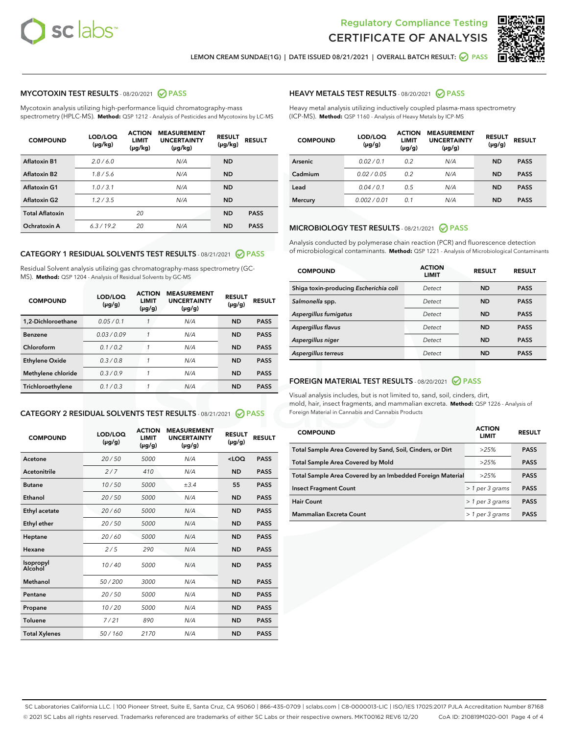Regulatory Compliance Testing
# CERTIFICATE OF ANALYSIS

LEMON CREAM SUNDAE(1G) | DATE ISSUED 08/21/2021 | OVERALL BATCH RESULT: PASS

## MYCOTOXIN TEST RESULTS - 08/20/2021 PASS

Mycotoxin analysis utilizing high-performance liquid chromatography-mass spectrometry (HPLC-MS). **Method:** QSP 1212 - Analysis of Pesticides and Mycotoxins by LC-MS

| COMPOUND | LOD/LOQ (μg/kg) | ACTION LIMIT (μg/kg) | MEASUREMENT UNCERTAINTY (μg/kg) | RESULT (μg/kg) | RESULT |
|---|---|---|---|---|---|
| Aflatoxin B1 | 2.0 / 6.0 | | N/A | ND | |
| Aflatoxin B2 | 1.8 / 5.6 | | N/A | ND | |
| Aflatoxin G1 | 1.0 / 3.1 | | N/A | ND | |
| Aflatoxin G2 | 1.2 / 3.5 | | N/A | ND | |
| Total Aflatoxin | | 20 | | ND | PASS |
| Ochratoxin A | 6.3 / 19.2 | 20 | N/A | ND | PASS |

## CATEGORY 1 RESIDUAL SOLVENTS TEST RESULTS - 08/21/2021 PASS

Residual Solvent analysis utilizing gas chromatography-mass spectrometry (GC-MS). **Method:** QSP 1204 - Analysis of Residual Solvents by GC-MS

| COMPOUND | LOD/LOQ (μg/g) | ACTION LIMIT (μg/g) | MEASUREMENT UNCERTAINTY (μg/g) | RESULT (μg/g) | RESULT |
|---|---|---|---|---|---|
| 1,2-Dichloroethane | 0.05 / 0.1 | 1 | N/A | ND | PASS |
| Benzene | 0.03 / 0.09 | 1 | N/A | ND | PASS |
| Chloroform | 0.1 / 0.2 | 1 | N/A | ND | PASS |
| Ethylene Oxide | 0.3 / 0.8 | 1 | N/A | ND | PASS |
| Methylene chloride | 0.3 / 0.9 | 1 | N/A | ND | PASS |
| Trichloroethylene | 0.1 / 0.3 | 1 | N/A | ND | PASS |

## CATEGORY 2 RESIDUAL SOLVENTS TEST RESULTS - 08/21/2021 PASS

| COMPOUND | LOD/LOQ (μg/g) | ACTION LIMIT (μg/g) | MEASUREMENT UNCERTAINTY (μg/g) | RESULT (μg/g) | RESULT |
|---|---|---|---|---|---|
| Acetone | 20 / 50 | 5000 | N/A | <LOQ | PASS |
| Acetonitrile | 2 / 7 | 410 | N/A | ND | PASS |
| Butane | 10 / 50 | 5000 | ±3.4 | 55 | PASS |
| Ethanol | 20 / 50 | 5000 | N/A | ND | PASS |
| Ethyl acetate | 20 / 60 | 5000 | N/A | ND | PASS |
| Ethyl ether | 20 / 50 | 5000 | N/A | ND | PASS |
| Heptane | 20 / 60 | 5000 | N/A | ND | PASS |
| Hexane | 2 / 5 | 290 | N/A | ND | PASS |
| Isopropyl Alcohol | 10 / 40 | 5000 | N/A | ND | PASS |
| Methanol | 50 / 200 | 3000 | N/A | ND | PASS |
| Pentane | 20 / 50 | 5000 | N/A | ND | PASS |
| Propane | 10 / 20 | 5000 | N/A | ND | PASS |
| Toluene | 7 / 21 | 890 | N/A | ND | PASS |
| Total Xylenes | 50 / 160 | 2170 | N/A | ND | PASS |

## HEAVY METALS TEST RESULTS - 08/20/2021 PASS

Heavy metal analysis utilizing inductively coupled plasma-mass spectrometry (ICP-MS). **Method:** QSP 1160 - Analysis of Heavy Metals by ICP-MS

| COMPOUND | LOD/LOQ (μg/g) | ACTION LIMIT (μg/g) | MEASUREMENT UNCERTAINTY (μg/g) | RESULT (μg/g) | RESULT |
|---|---|---|---|---|---|
| Arsenic | 0.02 / 0.1 | 0.2 | N/A | ND | PASS |
| Cadmium | 0.02 / 0.05 | 0.2 | N/A | ND | PASS |
| Lead | 0.04 / 0.1 | 0.5 | N/A | ND | PASS |
| Mercury | 0.002 / 0.01 | 0.1 | N/A | ND | PASS |

## MICROBIOLOGY TEST RESULTS - 08/21/2021 PASS

Analysis conducted by polymerase chain reaction (PCR) and fluorescence detection of microbiological contaminants. **Method:** QSP 1221 - Analysis of Microbiological Contaminants

| COMPOUND | ACTION LIMIT | RESULT | RESULT |
|---|---|---|---|
| Shiga toxin-producing *Escherichia coli* | Detect | ND | PASS |
| *Salmonella* spp. | Detect | ND | PASS |
| *Aspergillus fumigatus* | Detect | ND | PASS |
| *Aspergillus flavus* | Detect | ND | PASS |
| *Aspergillus niger* | Detect | ND | PASS |
| *Aspergillus terreus* | Detect | ND | PASS |

## FOREIGN MATERIAL TEST RESULTS - 08/20/2021 PASS

Visual analysis includes, but is not limited to, sand, soil, cinders, dirt, mold, hair, insect fragments, and mammalian excreta. **Method:** QSP 1226 - Analysis of Foreign Material in Cannabis and Cannabis Products

| COMPOUND | ACTION LIMIT | RESULT |
|---|---|---|
| Total Sample Area Covered by Sand, Soil, Cinders, or Dirt | >25% | PASS |
| Total Sample Area Covered by Mold | >25% | PASS |
| Total Sample Area Covered by an Imbedded Foreign Material | >25% | PASS |
| Insect Fragment Count | > 1 per 3 grams | PASS |
| Hair Count | > 1 per 3 grams | PASS |
| Mammalian Excreta Count | > 1 per 3 grams | PASS |

SC Laboratories California LLC. | 100 Pioneer Street, Suite E, Santa Cruz, CA 95060 | 866-435-0709 | sclabs.com | C8-0000013-LIC | ISO/IES 17025:2017 PJLA Accreditation Number 87168
© 2021 SC Labs all rights reserved. Trademarks referenced are trademarks of either SC Labs or their respective owners. MKT00162 REV6 12/20 CoA ID: 210819M020-001